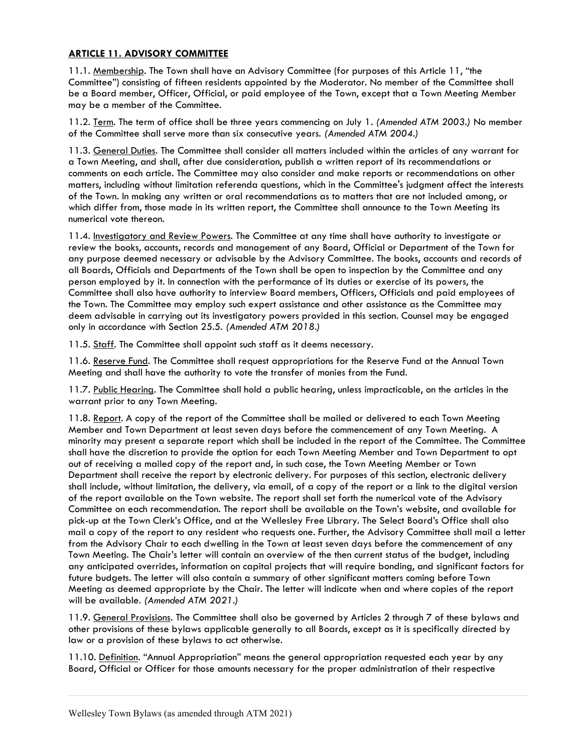## ARTICLE 11. ADVISORY COMMITTEE

11.1. Membership. The Town shall have an Advisory Committee (for purposes of this Article 11, "the Committee") consisting of fifteen residents appointed by the Moderator. No member of the Committee shall be a Board member, Officer, Official, or paid employee of the Town, except that a Town Meeting Member may be a member of the Committee.

11.2. Term. The term of office shall be three years commencing on July 1. *(Amended ATM 2003.)* No member of the Committee shall serve more than six consecutive years. *(Amended ATM 2004.)*

11.3. General Duties. The Committee shall consider all matters included within the articles of any warrant for a Town Meeting, and shall, after due consideration, publish a written report of its recommendations or comments on each article. The Committee may also consider and make reports or recommendations on other matters, including without limitation referenda questions, which in the Committee's judgment affect the interests of the Town. In making any written or oral recommendations as to matters that are not included among, or which differ from, those made in its written report, the Committee shall announce to the Town Meeting its numerical vote thereon.

11.4. Investigatory and Review Powers. The Committee at any time shall have authority to investigate or review the books, accounts, records and management of any Board, Official or Department of the Town for any purpose deemed necessary or advisable by the Advisory Committee. The books, accounts and records of all Boards, Officials and Departments of the Town shall be open to inspection by the Committee and any person employed by it. In connection with the performance of its duties or exercise of its powers, the Committee shall also have authority to interview Board members, Officers, Officials and paid employees of the Town. The Committee may employ such expert assistance and other assistance as the Committee may deem advisable in carrying out its investigatory powers provided in this section. Counsel may be engaged only in accordance with Section 25.5. *(Amended ATM 2018.)*

11.5. Staff. The Committee shall appoint such staff as it deems necessary.

11.6. Reserve Fund. The Committee shall request appropriations for the Reserve Fund at the Annual Town Meeting and shall have the authority to vote the transfer of monies from the Fund.

11.7. Public Hearing. The Committee shall hold a public hearing, unless impracticable, on the articles in the warrant prior to any Town Meeting.

11.8. Report. A copy of the report of the Committee shall be mailed or delivered to each Town Meeting Member and Town Department at least seven days before the commencement of any Town Meeting. A minority may present a separate report which shall be included in the report of the Committee. The Committee shall have the discretion to provide the option for each Town Meeting Member and Town Department to opt out of receiving a mailed copy of the report and, in such case, the Town Meeting Member or Town Department shall receive the report by electronic delivery. For purposes of this section, electronic delivery shall include, without limitation, the delivery, via email, of a copy of the report or a link to the digital version of the report available on the Town website. The report shall set forth the numerical vote of the Advisory Committee on each recommendation. The report shall be available on the Town's website, and available for pick-up at the Town Clerk's Office, and at the Wellesley Free Library. The Select Board's Office shall also mail a copy of the report to any resident who requests one. Further, the Advisory Committee shall mail a letter from the Advisory Chair to each dwelling in the Town at least seven days before the commencement of any Town Meeting. The Chair's letter will contain an overview of the then current status of the budget, including any anticipated overrides, information on capital projects that will require bonding, and significant factors for future budgets. The letter will also contain a summary of other significant matters coming before Town Meeting as deemed appropriate by the Chair. The letter will indicate when and where copies of the report will be available. *(Amended ATM 2021.)*

11.9. General Provisions. The Committee shall also be governed by Articles 2 through 7 of these bylaws and other provisions of these bylaws applicable generally to all Boards, except as it is specifically directed by law or a provision of these bylaws to act otherwise.

11.10. Definition. "Annual Appropriation" means the general appropriation requested each year by any Board, Official or Officer for those amounts necessary for the proper administration of their respective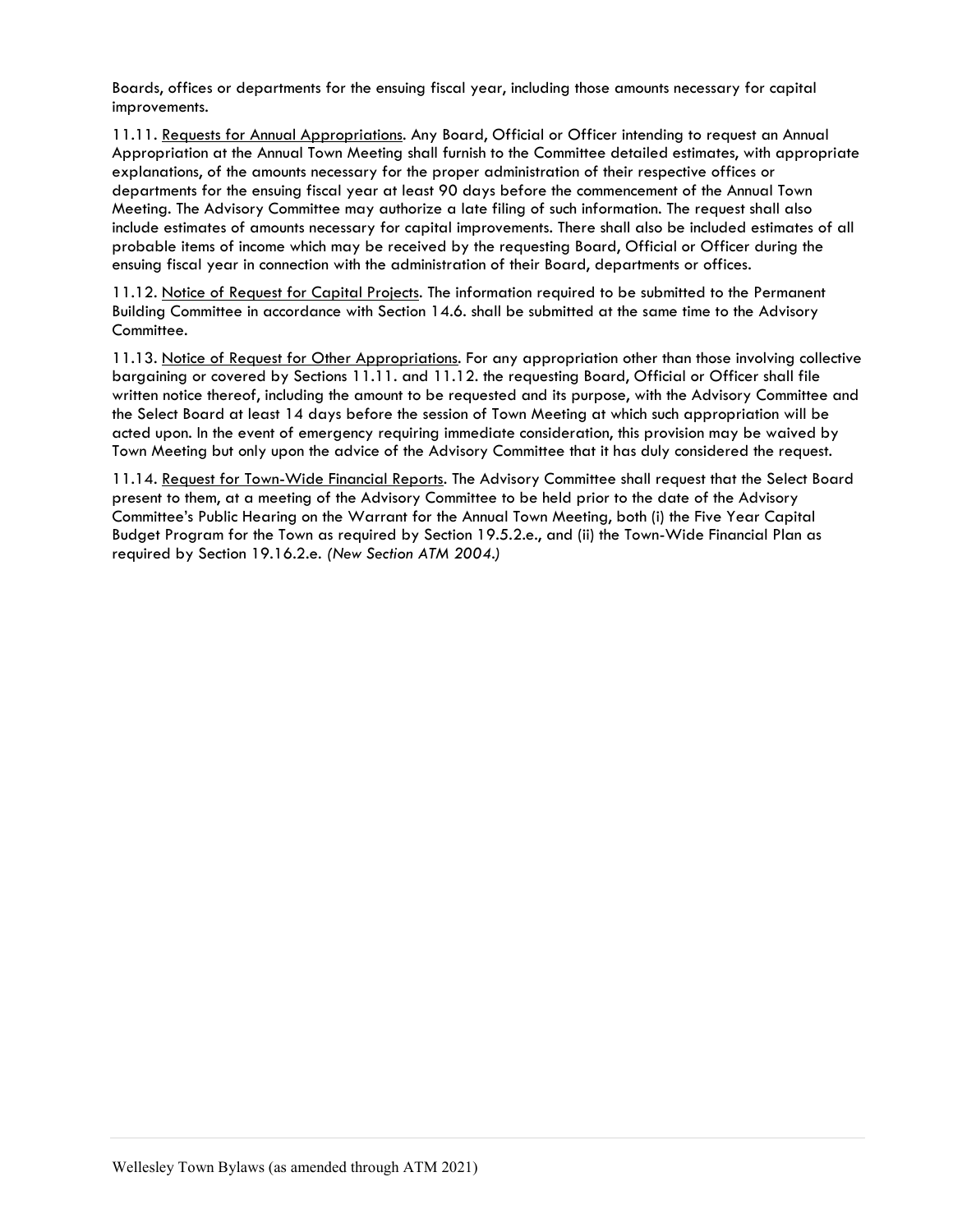Boards, offices or departments for the ensuing fiscal year, including those amounts necessary for capital improvements.

11.11. Requests for Annual Appropriations. Any Board, Official or Officer intending to request an Annual Appropriation at the Annual Town Meeting shall furnish to the Committee detailed estimates, with appropriate explanations, of the amounts necessary for the proper administration of their respective offices or departments for the ensuing fiscal year at least 90 days before the commencement of the Annual Town Meeting. The Advisory Committee may authorize a late filing of such information. The request shall also include estimates of amounts necessary for capital improvements. There shall also be included estimates of all probable items of income which may be received by the requesting Board, Official or Officer during the ensuing fiscal year in connection with the administration of their Board, departments or offices.

11.12. Notice of Request for Capital Projects. The information required to be submitted to the Permanent Building Committee in accordance with Section 14.6. shall be submitted at the same time to the Advisory Committee.

11.13. Notice of Request for Other Appropriations. For any appropriation other than those involving collective bargaining or covered by Sections 11.11. and 11.12. the requesting Board, Official or Officer shall file written notice thereof, including the amount to be requested and its purpose, with the Advisory Committee and the Select Board at least 14 days before the session of Town Meeting at which such appropriation will be acted upon. In the event of emergency requiring immediate consideration, this provision may be waived by Town Meeting but only upon the advice of the Advisory Committee that it has duly considered the request.

11.14. Request for Town-Wide Financial Reports. The Advisory Committee shall request that the Select Board present to them, at a meeting of the Advisory Committee to be held prior to the date of the Advisory Committee's Public Hearing on the Warrant for the Annual Town Meeting, both (i) the Five Year Capital Budget Program for the Town as required by Section 19.5.2.e., and (ii) the Town-Wide Financial Plan as required by Section 19.16.2.e. *(New Section ATM 2004.)*